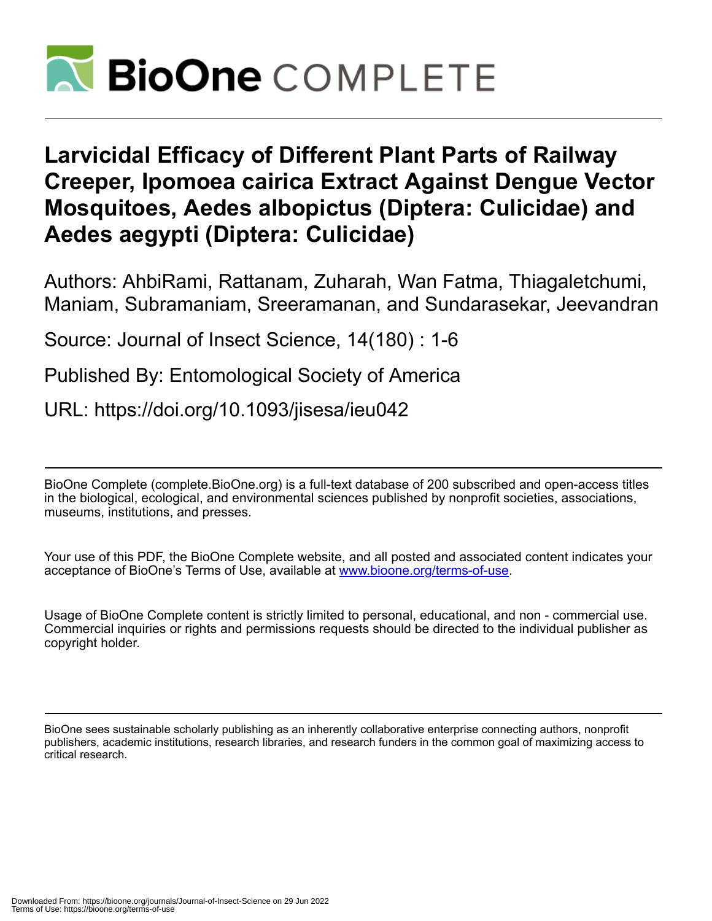# Larvicidal Efficacy of Different Plant Parts of Railway Creeper, Ipomoea cairica Extract Against Dengue Vector Mosquitoes, Aedes albopictus (Diptera: Culicidae) and Aedes aegypti (Diptera: Culicidae)

Authors: AhbiRami, Rattanam, Zuharah, Wan Fatma, Thiagaletchumi, Maniam, Subramaniam, Sreeramanan, and Sundarasekar, Jeevandran

Source: Journal of Insect Science, 14(180) : 1-6

Published By: Entomological Society of America

URL: https://doi.org/10.1093/jisesa/ieu042

---

BioOne Complete (complete.BioOne.org) is a full-text database of 200 subscribed and open-access titles in the biological, ecological, and environmental sciences published by nonprofit societies, associations, museums, institutions, and presses.

Your use of this PDF, the BioOne Complete website, and all posted and associated content indicates your acceptance of BioOne's Terms of Use, available at www.bioone.org/terms-of-use.

Usage of BioOne Complete content is strictly limited to personal, educational, and non - commercial use. Commercial inquiries or rights and permissions requests should be directed to the individual publisher as copyright holder.

---

BioOne sees sustainable scholarly publishing as an inherently collaborative enterprise connecting authors, nonprofit publishers, academic institutions, research libraries, and research funders in the common goal of maximizing access to critical research.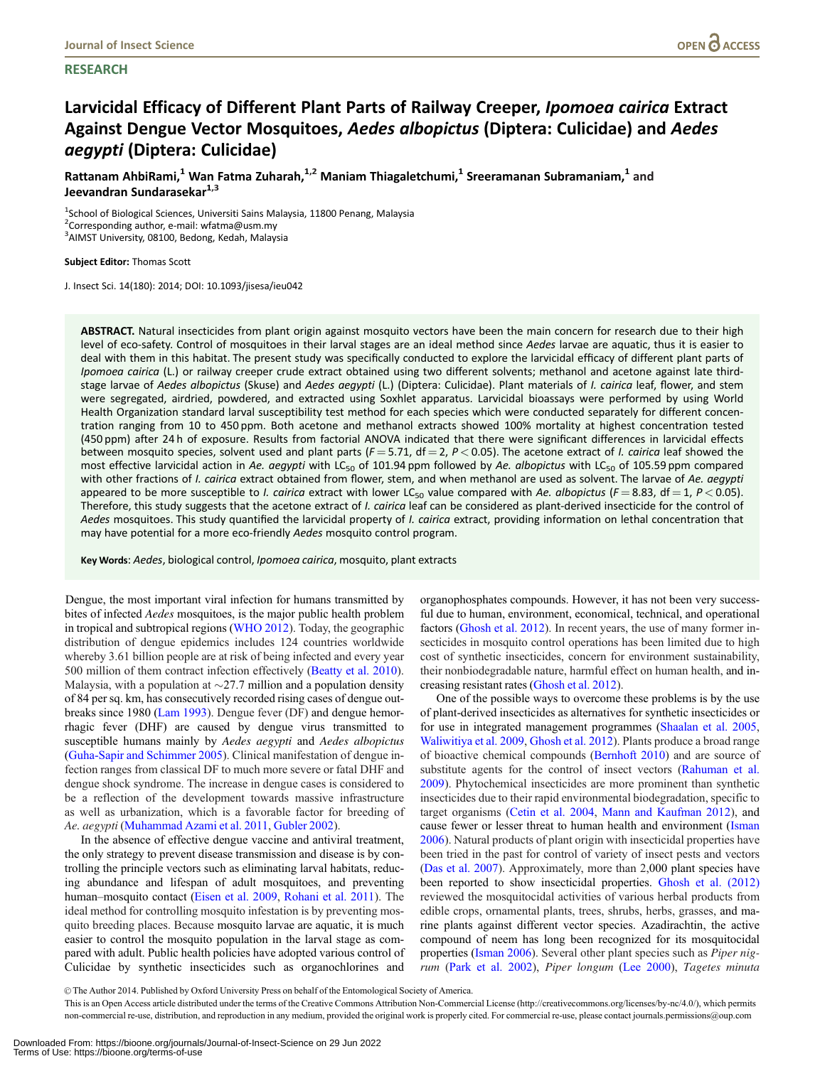## RESEARCH

# Larvicidal Efficacy of Different Plant Parts of Railway Creeper, *Ipomoea cairica* Extract Against Dengue Vector Mosquitoes, *Aedes albopictus* (Diptera: Culicidae) and *Aedes aegypti* (Diptera: Culicidae)

**Rattanam AhbiRami,[1] Wan Fatma Zuharah,[1,2] Maniam Thiagaletchumi,[1] Sreeramanan Subramaniam,[1] and Jeevandran Sundarasekar[1,3]**

[1]School of Biological Sciences, Universiti Sains Malaysia, 11800 Penang, Malaysia
[2]Corresponding author, e-mail: wfatma@usm.my
[3]AIMST University, 08100, Bedong, Kedah, Malaysia

**Subject Editor:** Thomas Scott

J. Insect Sci. 14(180): 2014; DOI: 10.1093/jisesa/ieu042

**ABSTRACT.** Natural insecticides from plant origin against mosquito vectors have been the main concern for research due to their high level of eco-safety. Control of mosquitoes in their larval stages are an ideal method since *Aedes* larvae are aquatic, thus it is easier to deal with them in this habitat. The present study was specifically conducted to explore the larvicidal efficacy of different plant parts of *Ipomoea cairica* (L.) or railway creeper crude extract obtained using two different solvents; methanol and acetone against late third-stage larvae of *Aedes albopictus* (Skuse) and *Aedes aegypti* (L.) (Diptera: Culicidae). Plant materials of *I. cairica* leaf, flower, and stem were segregated, airdried, powdered, and extracted using Soxhlet apparatus. Larvicidal bioassays were performed by using World Health Organization standard larval susceptibility test method for each species which were conducted separately for different concentration ranging from 10 to 450 ppm. Both acetone and methanol extracts showed 100% mortality at highest concentration tested (450 ppm) after 24 h of exposure. Results from factorial ANOVA indicated that there were significant differences in larvicidal effects between mosquito species, solvent used and plant parts ($F = 5.71$, df = 2, $P < 0.05$). The acetone extract of *I. cairica* leaf showed the most effective larvicidal action in *Ae. aegypti* with $LC_{50}$ of 101.94 ppm followed by *Ae. albopictus* with $LC_{50}$ of 105.59 ppm compared with other fractions of *I. cairica* extract obtained from flower, stem, and when methanol are used as solvent. The larvae of *Ae. aegypti* appeared to be more susceptible to *I. cairica* extract with lower $LC_{50}$ value compared with *Ae. albopictus* ($F = 8.83$, df = 1, $P < 0.05$). Therefore, this study suggests that the acetone extract of *I. cairica* leaf can be considered as plant-derived insecticide for the control of *Aedes* mosquitoes. This study quantified the larvicidal property of *I. cairica* extract, providing information on lethal concentration that may have potential for a more eco-friendly *Aedes* mosquito control program.

**Key Words**: *Aedes*, biological control, *Ipomoea cairica*, mosquito, plant extracts

Dengue, the most important viral infection for humans transmitted by bites of infected *Aedes* mosquitoes, is the major public health problem in tropical and subtropical regions (WHO 2012). Today, the geographic distribution of dengue epidemics includes 124 countries worldwide whereby 3.61 billion people are at risk of being infected and every year 500 million of them contract infection effectively (Beatty et al. 2010). Malaysia, with a population at ~27.7 million and a population density of 84 per sq. km, has consecutively recorded rising cases of dengue outbreaks since 1980 (Lam 1993). Dengue fever (DF) and dengue hemorrhagic fever (DHF) are caused by dengue virus transmitted to susceptible humans mainly by *Aedes aegypti* and *Aedes albopictus* (Guha-Sapir and Schimmer 2005). Clinical manifestation of dengue infection ranges from classical DF to much more severe or fatal DHF and dengue shock syndrome. The increase in dengue cases is considered to be a reflection of the development towards massive infrastructure as well as urbanization, which is a favorable factor for breeding of *Ae. aegypti* (Muhammad Azami et al. 2011, Gubler 2002).

In the absence of effective dengue vaccine and antiviral treatment, the only strategy to prevent disease transmission and disease is by controlling the principle vectors such as eliminating larval habitats, reducing abundance and lifespan of adult mosquitoes, and preventing human–mosquito contact (Eisen et al. 2009, Rohani et al. 2011). The ideal method for controlling mosquito infestation is by preventing mosquito breeding places. Because mosquito larvae are aquatic, it is much easier to control the mosquito population in the larval stage as compared with adult. Public health policies have adopted various control of Culicidae by synthetic insecticides such as organochlorines and organophosphates compounds. However, it has not been very successful due to human, environment, economical, technical, and operational factors (Ghosh et al. 2012). In recent years, the use of many former insecticides in mosquito control operations has been limited due to high cost of synthetic insecticides, concern for environment sustainability, their nonbiodegradable nature, harmful effect on human health, and increasing resistant rates (Ghosh et al. 2012).

One of the possible ways to overcome these problems is by the use of plant-derived insecticides as alternatives for synthetic insecticides or for use in integrated management programmes (Shaalan et al. 2005, Waliwitiya et al. 2009, Ghosh et al. 2012). Plants produce a broad range of bioactive chemical compounds (Bernhoft 2010) and are source of substitute agents for the control of insect vectors (Rahuman et al. 2009). Phytochemical insecticides are more prominent than synthetic insecticides due to their rapid environmental biodegradation, specific to target organisms (Cetin et al. 2004, Mann and Kaufman 2012), and cause fewer or lesser threat to human health and environment (Isman 2006). Natural products of plant origin with insecticidal properties have been tried in the past for control of variety of insect pests and vectors (Das et al. 2007). Approximately, more than 2,000 plant species have been reported to show insecticidal properties. Ghosh et al. (2012) reviewed the mosquitocidal activities of various herbal products from edible crops, ornamental plants, trees, shrubs, herbs, grasses, and marine plants against different vector species. Azadirachtin, the active compound of neem has long been recognized for its mosquitocidal properties (Isman 2006). Several other plant species such as *Piper nigrum* (Park et al. 2002), *Piper longum* (Lee 2000), *Tagetes minuta*

© The Author 2014. Published by Oxford University Press on behalf of the Entomological Society of America.
This is an Open Access article distributed under the terms of the Creative Commons Attribution Non-Commercial License (http://creativecommons.org/licenses/by-nc/4.0/), which permits non-commercial re-use, distribution, and reproduction in any medium, provided the original work is properly cited. For commercial re-use, please contact journals.permissions@oup.com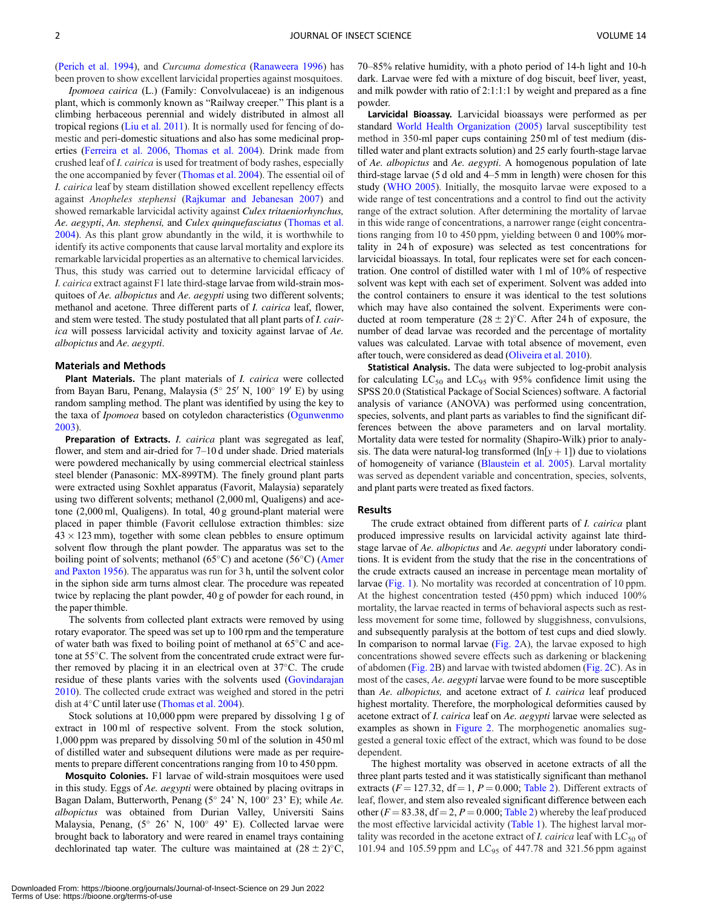(Perich et al. 1994), and *Curcuma domestica* (Ranaweera 1996) has been proven to show excellent larvicidal properties against mosquitoes.

*Ipomoea cairica* (L.) (Family: Convolvulaceae) is an indigenous plant, which is commonly known as "Railway creeper." This plant is a climbing herbaceous perennial and widely distributed in almost all tropical regions (Liu et al. 2011). It is normally used for fencing of domestic and peri-domestic situations and also has some medicinal properties (Ferreira et al. 2006, Thomas et al. 2004). Drink made from crushed leaf of *I. cairica* is used for treatment of body rashes, especially the one accompanied by fever (Thomas et al. 2004). The essential oil of *I. cairica* leaf by steam distillation showed excellent repellency effects against *Anopheles stephensi* (Rajkumar and Jebanesan 2007) and showed remarkable larvicidal activity against ***Culex tritaeniorhynchus, Ae. aegypti***, *An. stephensi,* and *Culex quinquefasciatus* (Thomas et al. 2004). As this plant grow abundantly in the wild, it is worthwhile to identify its active components that cause larval mortality and explore its remarkable larvicidal properties as an alternative to chemical larvicides. Thus, this study was carried out to determine larvicidal efficacy of *I. cairica* extract against F1 late third-stage larvae from wild-strain mosquitoes of *Ae. albopictus* and *Ae. aegypti* using two different solvents; methanol and acetone. Three different parts of *I. cairica* leaf, flower, and stem were tested. The study postulated that all plant parts of *I. cairica* will possess larvicidal activity and toxicity against larvae of *Ae. albopictus* and *Ae. aegypti*.

## Materials and Methods

**Plant Materials.** The plant materials of *I. cairica* were collected from Bayan Baru, Penang, Malaysia (5° 25′ N, 100° 19′ E) by using random sampling method. The plant was identified by using the key to the taxa of *Ipomoea* based on cotyledon characteristics (Ogunwenmo 2003).

**Preparation of Extracts.** *I. cairica* plant was segregated as leaf, flower, and stem and air-dried for 7–10 d under shade. Dried materials were powdered mechanically by using commercial electrical stainless steel blender (Panasonic: MX-899TM). The finely ground plant parts were extracted using Soxhlet apparatus (Favorit, Malaysia) separately using two different solvents; methanol (2,000 ml, Qualigens) and acetone (2,000 ml, Qualigens). In total, 40 g ground-plant material were placed in paper thimble (Favorit cellulose extraction thimbles: size $43 \times 123$ mm), together with some clean pebbles to ensure optimum solvent flow through the plant powder. The apparatus was set to the boiling point of solvents; methanol (65°C) and acetone (56°C) (Amer and Paxton 1956). The apparatus was run for 3 h, until the solvent color in the siphon side arm turns almost clear. The procedure was repeated twice by replacing the plant powder, 40 g of powder for each round, in the paper thimble.

The solvents from collected plant extracts were removed by using rotary evaporator. The speed was set up to 100 rpm and the temperature of water bath was fixed to boiling point of methanol at 65°C and acetone at 55°C. The solvent from the concentrated crude extract were further removed by placing it in an electrical oven at 37°C. The crude residue of these plants varies with the solvents used (Govindarajan 2010). The collected crude extract was weighed and stored in the petri dish at 4°C until later use (Thomas et al. 2004).

Stock solutions at 10,000 ppm were prepared by dissolving 1 g of extract in 100 ml of respective solvent. From the stock solution, 1,000 ppm was prepared by dissolving 50 ml of the solution in 450 ml of distilled water and subsequent dilutions were made as per requirements to prepare different concentrations ranging from 10 to 450 ppm.

**Mosquito Colonies.** F1 larvae of wild-strain mosquitoes were used in this study. Eggs of *Ae. aegypti* were obtained by placing ovitraps in Bagan Dalam, Butterworth, Penang (5° 24′ N, 100° 23′ E); while *Ae. albopictus* was obtained from Durian Valley, Universiti Sains Malaysia, Penang, (5° 26′ N, 100° 49′ E). Collected larvae were brought back to laboratory and were reared in enamel trays containing dechlorinated tap water. The culture was maintained at $(28 \pm 2)$°C, 70–85% relative humidity, with a photo period of 14-h light and 10-h dark. Larvae were fed with a mixture of dog biscuit, beef liver, yeast, and milk powder with ratio of 2:1:1:1 by weight and prepared as a fine powder.

**Larvicidal Bioassay.** Larvicidal bioassays were performed as per standard World Health Organization (2005) larval susceptibility test method in 350-ml paper cups containing 250 ml of test medium (distilled water and plant extracts solution) and 25 early fourth-stage larvae of *Ae. albopictus* and *Ae. aegypti*. A homogenous population of late third-stage larvae (5 d old and 4–5 mm in length) were chosen for this study (WHO 2005). Initially, the mosquito larvae were exposed to a wide range of test concentrations and a control to find out the activity range of the extract solution. After determining the mortality of larvae in this wide range of concentrations, a narrower range (eight concentrations ranging from 10 to 450 ppm, yielding between 0 and 100% mortality in 24 h of exposure) was selected as test concentrations for larvicidal bioassays. In total, four replicates were set for each concentration. One control of distilled water with 1 ml of 10% of respective solvent was kept with each set of experiment. Solvent was added into the control containers to ensure it was identical to the test solutions which may have also contained the solvent. Experiments were conducted at room temperature $(28 \pm 2)$°C. After 24 h of exposure, the number of dead larvae was recorded and the percentage of mortality values was calculated. Larvae with total absence of movement, even after touch, were considered as dead (Oliveira et al. 2010).

**Statistical Analysis.** The data were subjected to log-probit analysis for calculating $LC_{50}$ and $LC_{95}$ with 95% confidence limit using the SPSS 20.0 (Statistical Package of Social Sciences) software. A factorial analysis of variance (ANOVA) was performed using concentration, species, solvents, and plant parts as variables to find the significant differences between the above parameters and on larval mortality. Mortality data were tested for normality (Shapiro-Wilk) prior to analysis. The data were natural-log transformed ($\ln[y+1]$) due to violations of homogeneity of variance (Blaustein et al. 2005). Larval mortality was served as dependent variable and concentration, species, solvents, and plant parts were treated as fixed factors.

## Results

The crude extract obtained from different parts of *I. cairica* plant produced impressive results on larvicidal activity against late third-stage larvae of *Ae. albopictus* and *Ae. aegypti* under laboratory conditions. It is evident from the study that the rise in the concentrations of the crude extracts caused an increase in percentage mean mortality of larvae (Fig. 1). No mortality was recorded at concentration of 10 ppm. At the highest concentration tested (450 ppm) which induced 100% mortality, the larvae reacted in terms of behavioral aspects such as restless movement for some time, followed by sluggishness, convulsions, and subsequently paralysis at the bottom of test cups and died slowly. In comparison to normal larvae (Fig. 2A), the larvae exposed to high concentrations showed severe effects such as darkening or blackening of abdomen (Fig. 2B) and larvae with twisted abdomen (Fig. 2C). As in most of the cases, *Ae. aegypti* larvae were found to be more susceptible than *Ae. albopictus,* and acetone extract of *I. cairica* leaf produced highest mortality. Therefore, the morphological deformities caused by acetone extract of *I. cairica* leaf on *Ae. aegypti* larvae were selected as examples as shown in Figure 2. The morphogenetic anomalies suggested a general toxic effect of the extract, which was found to be dose dependent.

The highest mortality was observed in acetone extracts of all the three plant parts tested and it was statistically significant than methanol extracts ($F = 127.32$, df = 1, $P = 0.000$; Table 2). Different extracts of leaf, flower, and stem also revealed significant difference between each other ($F = 83.38$, df = 2, $P = 0.000$; Table 2) whereby the leaf produced the most effective larvicidal activity (Table 1). The highest larval mortality was recorded in the acetone extract of *I. cairica* leaf with $LC_{50}$ of 101.94 and 105.59 ppm and $LC_{95}$ of 447.78 and 321.56 ppm against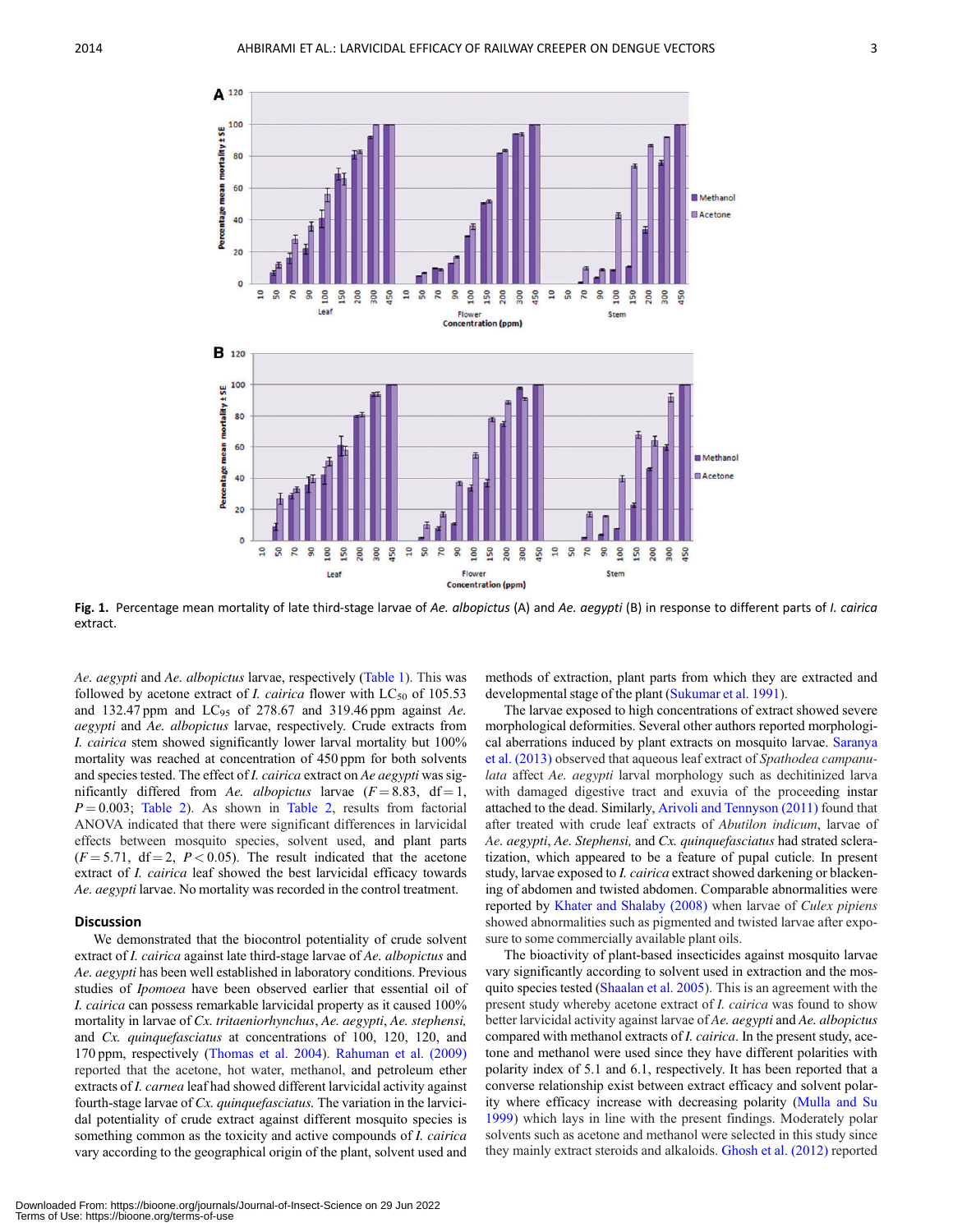Fig. 1. Percentage mean mortality of late third-stage larvae of *Ae. albopictus* (A) and *Ae. aegypti* (B) in response to different parts of *I. cairica* extract.

*Ae. aegypti* and *Ae. albopictus* larvae, respectively (Table 1). This was followed by acetone extract of *I. cairica* flower with $LC_{50}$ of 105.53 and 132.47 ppm and $LC_{95}$ of 278.67 and 319.46 ppm against *Ae. aegypti* and *Ae. albopictus* larvae, respectively. Crude extracts from *I. cairica* stem showed significantly lower larval mortality but 100% mortality was reached at concentration of 450 ppm for both solvents and species tested. The effect of *I. cairica* extract on *Ae aegypti* was significantly differed from *Ae. albopictus* larvae ($F = 8.83$, $df = 1$, $P = 0.003$; Table 2). As shown in Table 2, results from factorial ANOVA indicated that there were significant differences in larvicidal effects between mosquito species, solvent used, and plant parts ($F = 5.71$, $df = 2$, $P < 0.05$). The result indicated that the acetone extract of *I. cairica* leaf showed the best larvicidal efficacy towards *Ae. aegypti* larvae. No mortality was recorded in the control treatment.

## Discussion

We demonstrated that the biocontrol potentiality of crude solvent extract of *I. cairica* against late third-stage larvae of *Ae. albopictus* and *Ae. aegypti* has been well established in laboratory conditions. Previous studies of *Ipomoea* have been observed earlier that essential oil of *I. cairica* can possess remarkable larvicidal property as it caused 100% mortality in larvae of *Cx. tritaeniorhynchus*, *Ae. aegypti*, *Ae. stephensi,* and *Cx. quinquefasciatus* at concentrations of 100, 120, 120, and 170 ppm, respectively (Thomas et al. 2004). Rahuman et al. (2009) reported that the acetone, hot water, methanol, and petroleum ether extracts of *I. carnea* leaf had showed different larvicidal activity against fourth-stage larvae of *Cx. quinquefasciatus.* The variation in the larvicidal potentiality of crude extract against different mosquito species is something common as the toxicity and active compounds of *I. cairica* vary according to the geographical origin of the plant, solvent used and methods of extraction, plant parts from which they are extracted and developmental stage of the plant (Sukumar et al. 1991).

The larvae exposed to high concentrations of extract showed severe morphological deformities. Several other authors reported morphological aberrations induced by plant extracts on mosquito larvae. Saranya et al. (2013) observed that aqueous leaf extract of *Spathodea campanulata* affect *Ae. aegypti* larval morphology such as dechitinized larva with damaged digestive tract and exuvia of the proceeding instar attached to the dead. Similarly, Arivoli and Tennyson (2011) found that after treated with crude leaf extracts of *Abutilon indicum*, larvae of *Ae. aegypti*, *Ae. Stephensi,* and *Cx. quinquefasciatus* had strated scleratization, which appeared to be a feature of pupal cuticle. In present study, larvae exposed to *I. cairica* extract showed darkening or blackening of abdomen and twisted abdomen. Comparable abnormalities were reported by Khater and Shalaby (2008) when larvae of *Culex pipiens* showed abnormalities such as pigmented and twisted larvae after exposure to some commercially available plant oils.

The bioactivity of plant-based insecticides against mosquito larvae vary significantly according to solvent used in extraction and the mosquito species tested (Shaalan et al. 2005). This is an agreement with the present study whereby acetone extract of *I. cairica* was found to show better larvicidal activity against larvae of *Ae. aegypti* and *Ae. albopictus* compared with methanol extracts of *I. cairica*. In the present study, acetone and methanol were used since they have different polarities with polarity index of 5.1 and 6.1, respectively. It has been reported that a converse relationship exist between extract efficacy and solvent polarity where efficacy increase with decreasing polarity (Mulla and Su 1999) which lays in line with the present findings. Moderately polar solvents such as acetone and methanol were selected in this study since they mainly extract steroids and alkaloids. Ghosh et al. (2012) reported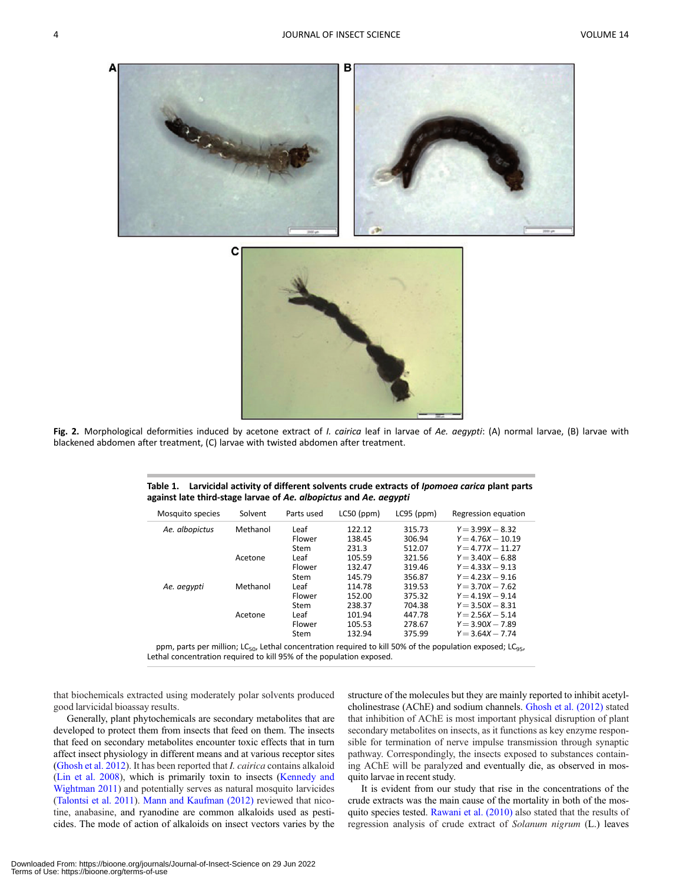**Fig. 2.** Morphological deformities induced by acetone extract of *I. cairica* leaf in larvae of *Ae. aegypti*: (A) normal larvae, (B) larvae with blackened abdomen after treatment, (C) larvae with twisted abdomen after treatment.

**Table 1. Larvicidal activity of different solvents crude extracts of *Ipomoea carica* plant parts against late third-stage larvae of *Ae. albopictus* and *Ae. aegypti***

| Mosquito species | Solvent | Parts used | LC50 (ppm) | LC95 (ppm) | Regression equation |
|---|---|---|---|---|---|
| *Ae. albopictus* | Methanol | Leaf | 122.12 | 315.73 | $Y = 3.99X - 8.32$ |
| | | Flower | 138.45 | 306.94 | $Y = 4.76X - 10.19$ |
| | | Stem | 231.3 | 512.07 | $Y = 4.77X - 11.27$ |
| | Acetone | Leaf | 105.59 | 321.56 | $Y = 3.40X - 6.88$ |
| | | Flower | 132.47 | 319.46 | $Y = 4.33X - 9.13$ |
| | | Stem | 145.79 | 356.87 | $Y = 4.23X - 9.16$ |
| *Ae. aegypti* | Methanol | Leaf | 114.78 | 319.53 | $Y = 3.70X - 7.62$ |
| | | Flower | 152.00 | 375.32 | $Y = 4.19X - 9.14$ |
| | | Stem | 238.37 | 704.38 | $Y = 3.50X - 8.31$ |
| | Acetone | Leaf | 101.94 | 447.78 | $Y = 2.56X - 5.14$ |
| | | Flower | 105.53 | 278.67 | $Y = 3.90X - 7.89$ |
| | | Stem | 132.94 | 375.99 | $Y = 3.64X - 7.74$ |

ppm, parts per million; $LC_{50}$, Lethal concentration required to kill 50% of the population exposed; $LC_{95}$, Lethal concentration required to kill 95% of the population exposed.

that biochemicals extracted using moderately polar solvents produced good larvicidal bioassay results.

Generally, plant phytochemicals are secondary metabolites that are developed to protect them from insects that feed on them. The insects that feed on secondary metabolites encounter toxic effects that in turn affect insect physiology in different means and at various receptor sites (Ghosh et al. 2012). It has been reported that *I. cairica* contains alkaloid (Lin et al. 2008), which is primarily toxin to insects (Kennedy and Wightman 2011) and potentially serves as natural mosquito larvicides (Talontsi et al. 2011). Mann and Kaufman (2012) reviewed that nicotine, anabasine, and ryanodine are common alkaloids used as pesticides. The mode of action of alkaloids on insect vectors varies by the structure of the molecules but they are mainly reported to inhibit acetylcholinestrase (AChE) and sodium channels. Ghosh et al. (2012) stated that inhibition of AChE is most important physical disruption of plant secondary metabolites on insects, as it functions as key enzyme responsible for termination of nerve impulse transmission through synaptic pathway. Correspondingly, the insects exposed to substances containing AChE will be paralyzed and eventually die, as observed in mosquito larvae in recent study.

It is evident from our study that rise in the concentrations of the crude extracts was the main cause of the mortality in both of the mosquito species tested. Rawani et al. (2010) also stated that the results of regression analysis of crude extract of *Solanum nigrum* (L.) leaves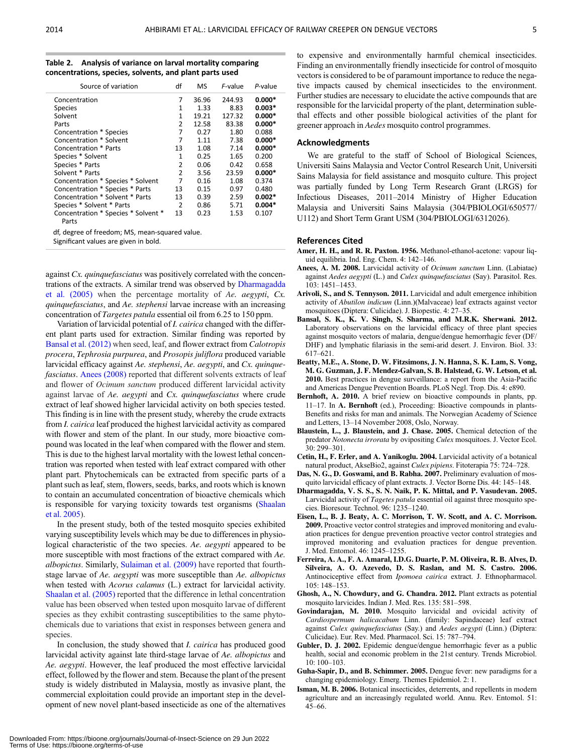**Table 2. Analysis of variance on larval mortality comparing concentrations, species, solvents, and plant parts used**

| Source of variation | df | MS | F-value | P-value |
|---|---|---|---|---|
| Concentration | 7 | 36.96 | 244.93 | **0.000*** |
| Species | 1 | 1.33 | 8.83 | **0.003*** |
| Solvent | 1 | 19.21 | 127.32 | **0.000*** |
| Parts | 2 | 12.58 | 83.38 | **0.000*** |
| Concentration * Species | 7 | 0.27 | 1.80 | 0.088 |
| Concentration * Solvent | 7 | 1.11 | 7.38 | **0.000*** |
| Concentration * Parts | 13 | 1.08 | 7.14 | **0.000*** |
| Species * Solvent | 1 | 0.25 | 1.65 | 0.200 |
| Species * Parts | 2 | 0.06 | 0.42 | 0.658 |
| Solvent * Parts | 2 | 3.56 | 23.59 | **0.000*** |
| Concentration * Species * Solvent | 7 | 0.16 | 1.08 | 0.374 |
| Concentration * Species * Parts | 13 | 0.15 | 0.97 | 0.480 |
| Concentration * Solvent * Parts | 13 | 0.39 | 2.59 | **0.002*** |
| Species * Solvent * Parts | 2 | 0.86 | 5.71 | **0.004*** |
| Concentration * Species * Solvent * Parts | 13 | 0.23 | 1.53 | 0.107 |

df, degree of freedom; MS, mean-squared value.
Significant values are given in bold.

against *Cx. quinquefasciatus* was positively correlated with the concentrations of the extracts. A similar trend was observed by Dharmagadda et al. (2005) when the percentage mortality of *Ae. aegypti*, *Cx. quinquefasciatus*, and *Ae. stephensi* larvae increase with an increasing concentration of *Targetes patula* essential oil from 6.25 to 150 ppm.

Variation of larvicidal potential of *I. cairica* changed with the different plant parts used for extraction. Similar finding was reported by Bansal et al. (2012) when seed, leaf, and flower extract from *Calotropis procera*, *Tephrosia purpurea*, and *Prosopis juliflora* produced variable larvicidal efficacy against *Ae. stephensi*, *Ae. aegypti*, and *Cx. quinquefasciatus*. Anees (2008) reported that different solvents extracts of leaf and flower of *Ocimum sanctum* produced different larvicidal activity against larvae of *Ae. aegypti* and *Cx. quinquefasciatus* where crude extract of leaf showed higher larvicidal activity on both species tested. This finding is in line with the present study, whereby the crude extracts from *I. cairica* leaf produced the highest larvicidal activity as compared with flower and stem of the plant. In our study, more bioactive compound was located in the leaf when compared with the flower and stem. This is due to the highest larval mortality with the lowest lethal concentration was reported when tested with leaf extract compared with other plant part. Phytochemicals can be extracted from specific parts of a plant such as leaf, stem, flowers, seeds, barks, and roots which is known to contain an accumulated concentration of bioactive chemicals which is responsible for varying toxicity towards test organisms (Shaalan et al. 2005).

In the present study, both of the tested mosquito species exhibited varying susceptibility levels which may be due to differences in physiological characteristic of the two species. *Ae. aegypti* appeared to be more susceptible with most fractions of the extract compared with *Ae. albopictus*. Similarly, Sulaiman et al. (2009) have reported that fourth-stage larvae of *Ae. aegypti* was more susceptible than *Ae. albopictus* when tested with *Acorus calamus* (L.) extract for larvicidal activity. Shaalan et al. (2005) reported that the difference in lethal concentration value has been observed when tested upon mosquito larvae of different species as they exhibit contrasting susceptibilities to the same phytochemicals due to variations that exist in responses between genera and species.

In conclusion, the study showed that *I. cairica* has produced good larvicidal activity against late third-stage larvae of *Ae. albopictus* and *Ae. aegypti*. However, the leaf produced the most effective larvicidal effect, followed by the flower and stem. Because the plant of the present study is widely distributed in Malaysia, mostly as invasive plant, the commercial exploitation could provide an important step in the development of new novel plant-based insecticide as one of the alternatives to expensive and environmentally harmful chemical insecticides. Finding an environmentally friendly insecticide for control of mosquito vectors is considered to be of paramount importance to reduce the negative impacts caused by chemical insecticides to the environment. Further studies are necessary to elucidate the active compounds that are responsible for the larvicidal property of the plant, determination sublethal effects and other possible biological activities of the plant for greener approach in *Aedes* mosquito control programmes.

## Acknowledgments

We are grateful to the staff of School of Biological Sciences, Universiti Sains Malaysia and Vector Control Research Unit, Universiti Sains Malaysia for field assistance and mosquito culture. This project was partially funded by Long Term Research Grant (LRGS) for Infectious Diseases, 2011–2014 Ministry of Higher Education Malaysia and Universiti Sains Malaysia (304/PBIOLOGI/650577/U112) and Short Term Grant USM (304/PBIOLOGI/6312026).

## References Cited

**Amer, H. H., and R. R. Paxton. 1956.** Methanol-ethanol-acetone: vapour liquid equilibria. Ind. Eng. Chem. 4: 142–146.

**Anees, A. M. 2008.** Larvicidal activity of *Ocimum sanctum* Linn. (Labiatae) against *Aedes aegypti* (L.) and *Culex quinquefasciatus* (Say). Parasitol. Res. 103: 1451–1453.

**Arivoli, S., and S. Tennyson. 2011.** Larvicidal and adult emergence inhibition activity of *Abutilon indicum* (Linn.)(Malvaceae) leaf extracts against vector mosquitoes (Diptera: Culicidae). J. Biopestic. 4: 27–35.

**Bansal, S. K., K. V. Singh, S. Sharma, and M.R.K. Sherwani. 2012.** Laboratory observations on the larvicidal efficacy of three plant species against mosquito vectors of malaria, dengue/dengue hemorrhagic fever (DF/DHF) and lymphatic filariasis in the semi-arid desert. J. Environ. Biol. 33: 617–621.

**Beatty, M.E., A. Stone, D. W. Fitzsimons, J. N. Hanna, S. K. Lam, S. Vong, M. G. Guzman, J. F. Mendez-Galvan, S. B. Halstead, G. W. Letson, et al. 2010.** Best practices in dengue surveillance: a report from the Asia-Pacific and Americas Dengue Prevention Boards. PLoS Negl. Trop. Dis. 4: e890.

**Bernhoft, A. 2010.** A brief review on bioactive compounds in plants, pp. 11–17. In **A. Bernhoft** (ed.), Proceeding: Bioactive compounds in plants-Benefits and risks for man and animals. The Norwegian Academy of Science and Letters, 13–14 November 2008, Oslo, Norway.

**Blaustein, L., J. Blaustein, and J. Chase. 2005.** Chemical detection of the predator *Notonecta irrorata* by ovipositing *Culex* mosquitoes. J. Vector Ecol. 30: 299–301.

**Cetin, H., F. Erler, and A. Yanikoglu. 2004.** Larvicidal activity of a botanical natural product, AkseBio2, against *Culex pipiens*. Fitoterapia 75: 724–728.

**Das, N. G., D. Goswami, and B. Rabha. 2007.** Preliminary evaluation of mosquito larvicidal efficacy of plant extracts. J. Vector Borne Dis. 44: 145–148.

**Dharmagadda, V. S. S., S. N. Naik, P. K. Mittal, and P. Vasudevan. 2005.** Larvicidal activity of *Tagetes patula* essential oil against three mosquito species. Bioresour. Technol. 96: 1235–1240.

**Eisen, L., B. J. Beaty, A. C. Morrison, T. W. Scott, and A. C. Morrison. 2009.** Proactive vector control strategies and improved monitoring and evaluation practices for dengue prevention proactive vector control strategies and improved monitoring and evaluation practices for dengue prevention. J. Med. Entomol. 46: 1245–1255.

**Ferreira, A. A., F. A. Amaral, I.D.G. Duarte, P. M. Oliveira, R. B. Alves, D. Silveira, A. O. Azevedo, D. S. Raslan, and M. S. Castro. 2006.** Antinociceptive effect from *Ipomoea cairica* extract. J. Ethnopharmacol. 105: 148–153.

**Ghosh, A., N. Chowdury, and G. Chandra. 2012.** Plant extracts as potential mosquito larvicides. Indian J. Med. Res. 135: 581–598.

**Govindarajan, M. 2010.** Mosquito larvicidal and ovicidal activity of *Cardiospermum halicacabum* Linn. (family: Sapindaceae) leaf extract against *Culex quinquefasciatus* (Say.) and *Aedes aegypti* (Linn.) (Diptera: Culicidae). Eur. Rev. Med. Pharmacol. Sci. 15: 787–794.

**Gubler, D. J. 2002.** Epidemic dengue/dengue hemorrhagic fever as a public health, social and economic problem in the 21st century. Trends Microbiol. 10: 100–103.

**Guha-Sapir, D., and B. Schimmer. 2005.** Dengue fever: new paradigms for a changing epidemiology. Emerg. Themes Epidemiol. 2: 1.

**Isman, M. B. 2006.** Botanical insecticides, deterrents, and repellents in modern agriculture and an increasingly regulated world. Annu. Rev. Entomol. 51: 45–66.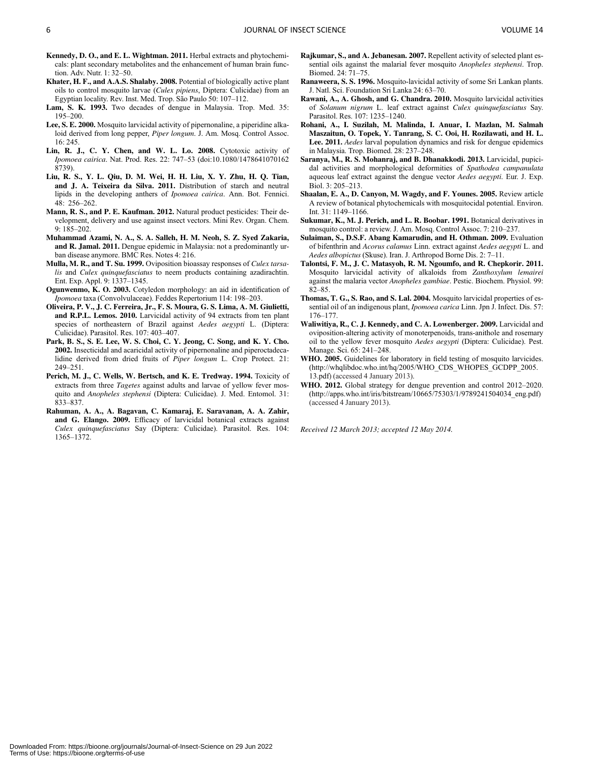**Kennedy, D. O., and E. L. Wightman. 2011.** Herbal extracts and phytochemicals: plant secondary metabolites and the enhancement of human brain function. Adv. Nutr. 1: 32–50.

**Khater, H. F., and A.A.S. Shalaby. 2008.** Potential of biologically active plant oils to control mosquito larvae (*Culex pipiens*, Diptera: Culicidae) from an Egyptian locality. Rev. Inst. Med. Trop. São Paulo 50: 107–112.

**Lam, S. K. 1993.** Two decades of dengue in Malaysia. Trop. Med. 35: 195–200.

**Lee, S. E. 2000.** Mosquito larvicidal activity of pipernonaline, a piperidine alkaloid derived from long pepper, *Piper longum*. J. Am. Mosq. Control Assoc. 16: 245.

**Lin, R. J., C. Y. Chen, and W. L. Lo. 2008.** Cytotoxic activity of *Ipomoea cairica*. Nat. Prod. Res. 22: 747–53 (doi:10.1080/14786410701628739).

**Liu, R. S., Y. L. Qiu, D. M. Wei, H. H. Liu, X. Y. Zhu, H. Q. Tian, and J. A. Teixeira da Silva. 2011.** Distribution of starch and neutral lipids in the developing anthers of *Ipomoea cairica*. Ann. Bot. Fennici. 48: 256–262.

**Mann, R. S., and P. E. Kaufman. 2012.** Natural product pesticides: Their development, delivery and use against insect vectors. Mini Rev. Organ. Chem. 9: 185–202.

**Muhammad Azami, N. A., S. A. Salleh, H. M. Neoh, S. Z. Syed Zakaria, and R. Jamal. 2011.** Dengue epidemic in Malaysia: not a predominantly urban disease anymore. BMC Res. Notes 4: 216.

**Mulla, M. R., and T. Su. 1999.** Oviposition bioassay responses of *Culex tarsalis* and *Culex quinquefasciatus* to neem products containing azadirachtin. Ent. Exp. Appl. 9: 1337–1345.

**Ogunwenmo, K. O. 2003.** Cotyledon morphology: an aid in identification of *Ipomoea* taxa (Convolvulaceae). Feddes Repertorium 114: 198–203.

**Oliveira, P. V., J. C. Ferreira, Jr., F. S. Moura, G. S. Lima, A. M. Giulietti, and R.P.L. Lemos. 2010.** Larvicidal activity of 94 extracts from ten plant species of northeastern of Brazil against *Aedes aegypti* L. (Diptera: Culicidae). Parasitol. Res. 107: 403–407.

**Park, B. S., S. E. Lee, W. S. Choi, C. Y. Jeong, C. Song, and K. Y. Cho. 2002.** Insecticidal and acaricidal activity of pipernonaline and piperoctadecalidine derived from dried fruits of *Piper longum* L. Crop Protect. 21: 249–251.

**Perich, M. J., C. Wells, W. Bertsch, and K. E. Tredway. 1994.** Toxicity of extracts from three *Tagetes* against adults and larvae of yellow fever mosquito and *Anopheles stephensi* (Diptera: Culicidae). J. Med. Entomol. 31: 833–837.

**Rahuman, A. A., A. Bagavan, C. Kamaraj, E. Saravanan, A. A. Zahir, and G. Elango. 2009.** Efficacy of larvicidal botanical extracts against *Culex quinquefasciatus* Say (Diptera: Culicidae). Parasitol. Res. 104: 1365–1372.

**Rajkumar, S., and A. Jebanesan. 2007.** Repellent activity of selected plant essential oils against the malarial fever mosquito *Anopheles stephensi*. Trop. Biomed. 24: 71–75.

**Ranaweera, S. S. 1996.** Mosquito-lavicidal activity of some Sri Lankan plants. J. Natl. Sci. Foundation Sri Lanka 24: 63–70.

**Rawani, A., A. Ghosh, and G. Chandra. 2010.** Mosquito larvicidal activities of *Solanum nigrum* L. leaf extract against *Culex quinquefasciatus* Say. Parasitol. Res. 107: 1235–1240.

**Rohani, A., I. Suzilah, M. Malinda, I. Anuar, I. Mazlan, M. Salmah Maszaitun, O. Topek, Y. Tanrang, S. C. Ooi, H. Rozilawati, and H. L. Lee. 2011.** *Aedes* larval population dynamics and risk for dengue epidemics in Malaysia. Trop. Biomed. 28: 237–248.

**Saranya, M., R. S. Mohanraj, and B. Dhanakkodi. 2013.** Larvicidal, pupicidal activities and morphological deformities of *Spathodea campanulata* aqueous leaf extract against the dengue vector *Aedes aegypti*. Eur. J. Exp. Biol. 3: 205–213.

**Shaalan, E. A., D. Canyon, M. Wagdy, and F. Younes. 2005.** Review article A review of botanical phytochemicals with mosquitocidal potential. Environ. Int. 31: 1149–1166.

**Sukumar, K., M. J. Perich, and L. R. Boobar. 1991.** Botanical derivatives in mosquito control: a review. J. Am. Mosq. Control Assoc. 7: 210–237.

**Sulaiman, S., D.S.F. Abang Kamarudin, and H. Othman. 2009.** Evaluation of bifenthrin and *Acorus calamus* Linn. extract against *Aedes aegypti* L. and *Aedes albopictus* (Skuse). Iran. J. Arthropod Borne Dis. 2: 7–11.

**Talontsi, F. M., J. C. Matasyoh, R. M. Ngoumfo, and R. Chepkorir. 2011.** Mosquito larvicidal activity of alkaloids from *Zanthoxylum lemairei* against the malaria vector *Anopheles gambiae*. Pestic. Biochem. Physiol. 99: 82–85.

**Thomas, T. G., S. Rao, and S. Lal. 2004.** Mosquito larvicidal properties of essential oil of an indigenous plant, *Ipomoea carica* Linn. Jpn J. Infect. Dis. 57: 176–177.

**Waliwitiya, R., C. J. Kennedy, and C. A. Lowenberger. 2009.** Larvicidal and oviposition-altering activity of monoterpenoids, trans-anithole and rosemary oil to the yellow fever mosquito *Aedes aegypti* (Diptera: Culicidae). Pest. Manage. Sci. 65: 241–248.

**WHO. 2005.** Guidelines for laboratory in field testing of mosquito larvicides. (http://whqlibdoc.who.int/hq/2005/WHO_CDS_WHOPES_GCDPP_2005.13.pdf) (accessed 4 January 2013).

**WHO. 2012.** Global strategy for dengue prevention and control 2012–2020. (http://apps.who.int/iris/bitstream/10665/75303/1/9789241504034_eng.pdf) (accessed 4 January 2013).

*Received 12 March 2013; accepted 12 May 2014.*